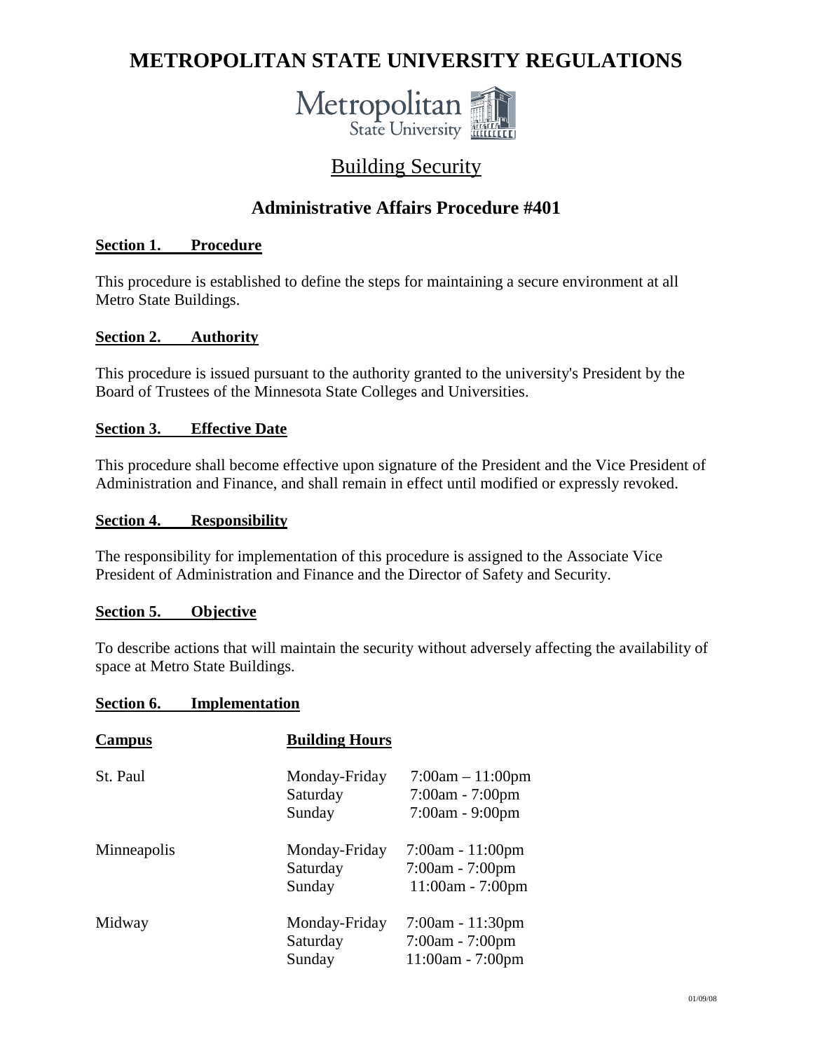# METROPOLITAN STATE UNIVERSITY REGULATIONS

Metropolitan State University

## Building Security

### Administrative Affairs Procedure #401

**Section 1. Procedure**

This procedure is established to define the steps for maintaining a secure environment at all Metro State Buildings.

**Section 2. Authority**

This procedure is issued pursuant to the authority granted to the university's President by the Board of Trustees of the Minnesota State Colleges and Universities.

**Section 3. Effective Date**

This procedure shall become effective upon signature of the President and the Vice President of Administration and Finance, and shall remain in effect until modified or expressly revoked.

**Section 4. Responsibility**

The responsibility for implementation of this procedure is assigned to the Associate Vice President of Administration and Finance and the Director of Safety and Security.

**Section 5. Objective**

To describe actions that will maintain the security without adversely affecting the availability of space at Metro State Buildings.

**Section 6. Implementation**

| Campus | Building Hours | |
|---|---|---|
| St. Paul | Monday-Friday | 7:00am – 11:00pm |
| | Saturday | 7:00am - 7:00pm |
| | Sunday | 7:00am - 9:00pm |
| Minneapolis | Monday-Friday | 7:00am - 11:00pm |
| | Saturday | 7:00am - 7:00pm |
| | Sunday | 11:00am - 7:00pm |
| Midway | Monday-Friday | 7:00am - 11:30pm |
| | Saturday | 7:00am - 7:00pm |
| | Sunday | 11:00am - 7:00pm |

01/09/08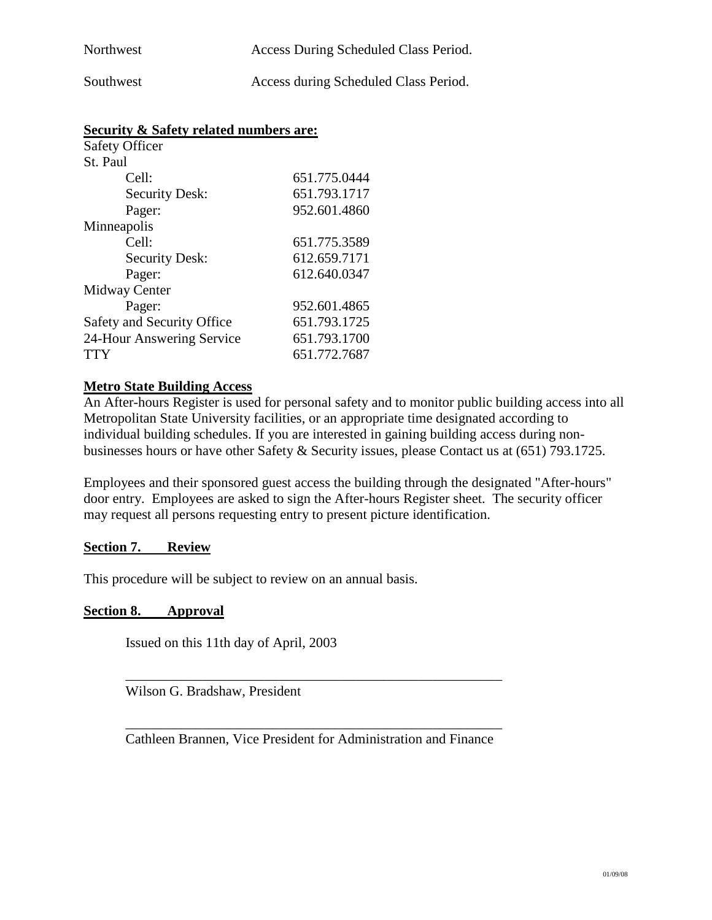| | |
|---|---|
| Northwest | Access During Scheduled Class Period. |
| Southwest | Access during Scheduled Class Period. |

**Security & Safety related numbers are:**

| | |
|---|---|
| Safety Officer | |
| St. Paul | |
| Cell: | 651.775.0444 |
| Security Desk: | 651.793.1717 |
| Pager: | 952.601.4860 |
| Minneapolis | |
| Cell: | 651.775.3589 |
| Security Desk: | 612.659.7171 |
| Pager: | 612.640.0347 |
| Midway Center | |
| Pager: | 952.601.4865 |
| Safety and Security Office | 651.793.1725 |
| 24-Hour Answering Service | 651.793.1700 |
| TTY | 651.772.7687 |

**Metro State Building Access**

An After-hours Register is used for personal safety and to monitor public building access into all Metropolitan State University facilities, or an appropriate time designated according to individual building schedules. If you are interested in gaining building access during non-businesses hours or have other Safety & Security issues, please Contact us at (651) 793.1725.

Employees and their sponsored guest access the building through the designated "After-hours" door entry. Employees are asked to sign the After-hours Register sheet. The security officer may request all persons requesting entry to present picture identification.

**Section 7. Review**

This procedure will be subject to review on an annual basis.

**Section 8. Approval**

Issued on this 11th day of April, 2003

_______________________________________________________

Wilson G. Bradshaw, President

_______________________________________________________

Cathleen Brannen, Vice President for Administration and Finance